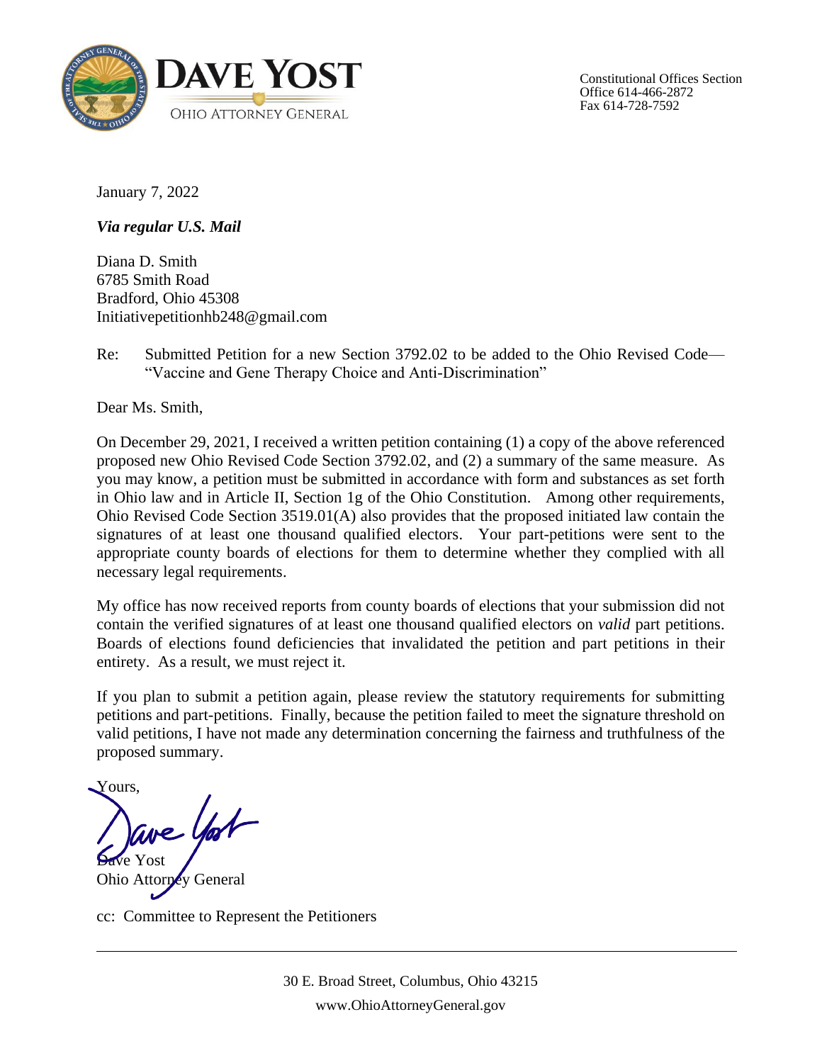**DAVE YOST**

OHIO ATTORNEY GENERAL

Constitutional Offices Section
Office 614-466-2872
Fax 614-728-7592

January 7, 2022

***Via regular U.S. Mail***

Diana D. Smith
6785 Smith Road
Bradford, Ohio 45308
Initiativepetitionhb248@gmail.com

Re: Submitted Petition for a new Section 3792.02 to be added to the Ohio Revised Code— "Vaccine and Gene Therapy Choice and Anti-Discrimination"

Dear Ms. Smith,

On December 29, 2021, I received a written petition containing (1) a copy of the above referenced proposed new Ohio Revised Code Section 3792.02, and (2) a summary of the same measure. As you may know, a petition must be submitted in accordance with form and substances as set forth in Ohio law and in Article II, Section 1g of the Ohio Constitution. Among other requirements, Ohio Revised Code Section 3519.01(A) also provides that the proposed initiated law contain the signatures of at least one thousand qualified electors. Your part-petitions were sent to the appropriate county boards of elections for them to determine whether they complied with all necessary legal requirements.

My office has now received reports from county boards of elections that your submission did not contain the verified signatures of at least one thousand qualified electors on *valid* part petitions. Boards of elections found deficiencies that invalidated the petition and part petitions in their entirety. As a result, we must reject it.

If you plan to submit a petition again, please review the statutory requirements for submitting petitions and part-petitions. Finally, because the petition failed to meet the signature threshold on valid petitions, I have not made any determination concerning the fairness and truthfulness of the proposed summary.

Yours,

Dave Yost
Ohio Attorney General

cc: Committee to Represent the Petitioners

30 E. Broad Street, Columbus, Ohio 43215
www.OhioAttorneyGeneral.gov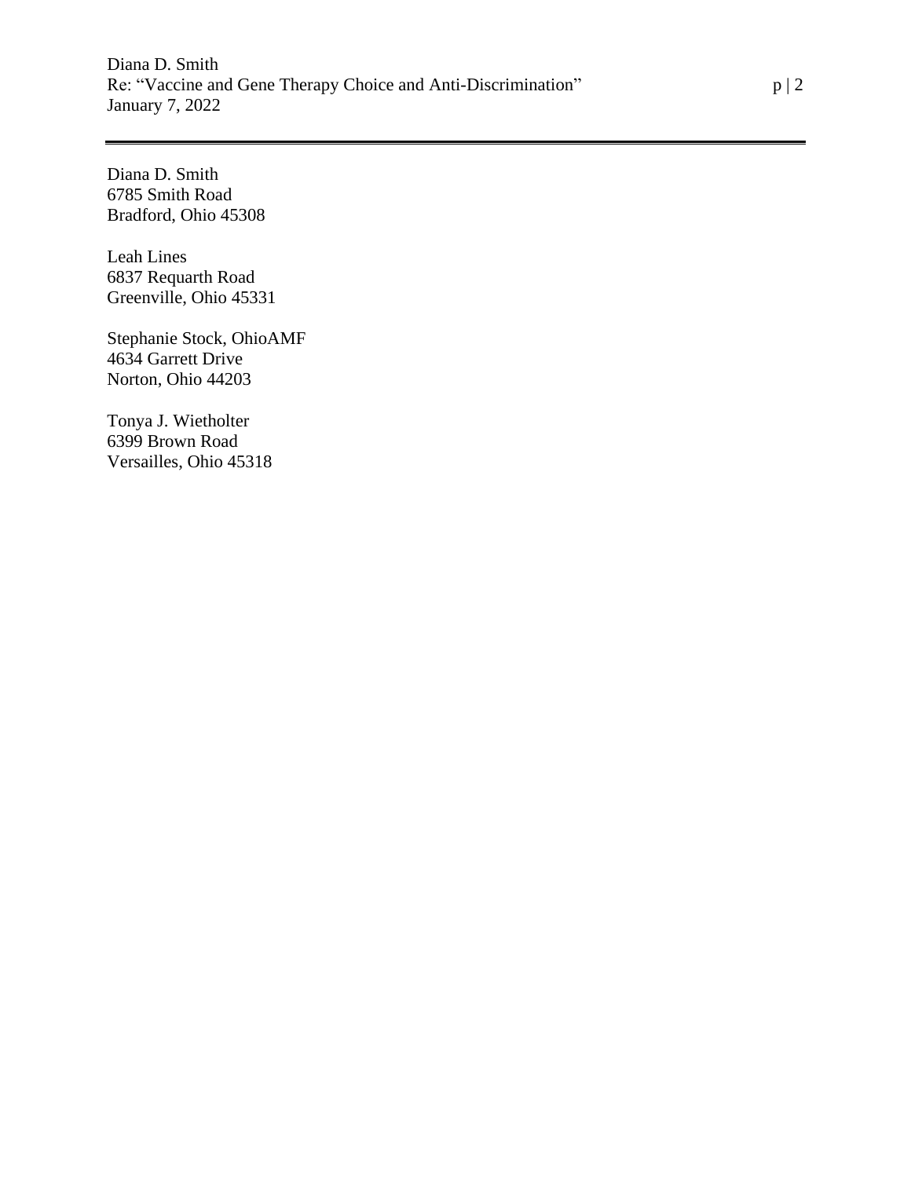Diana D. Smith
6785 Smith Road
Bradford, Ohio 45308

Leah Lines
6837 Requarth Road
Greenville, Ohio 45331

Stephanie Stock, OhioAMF
4634 Garrett Drive
Norton, Ohio 44203

Tonya J. Wietholter
6399 Brown Road
Versailles, Ohio 45318